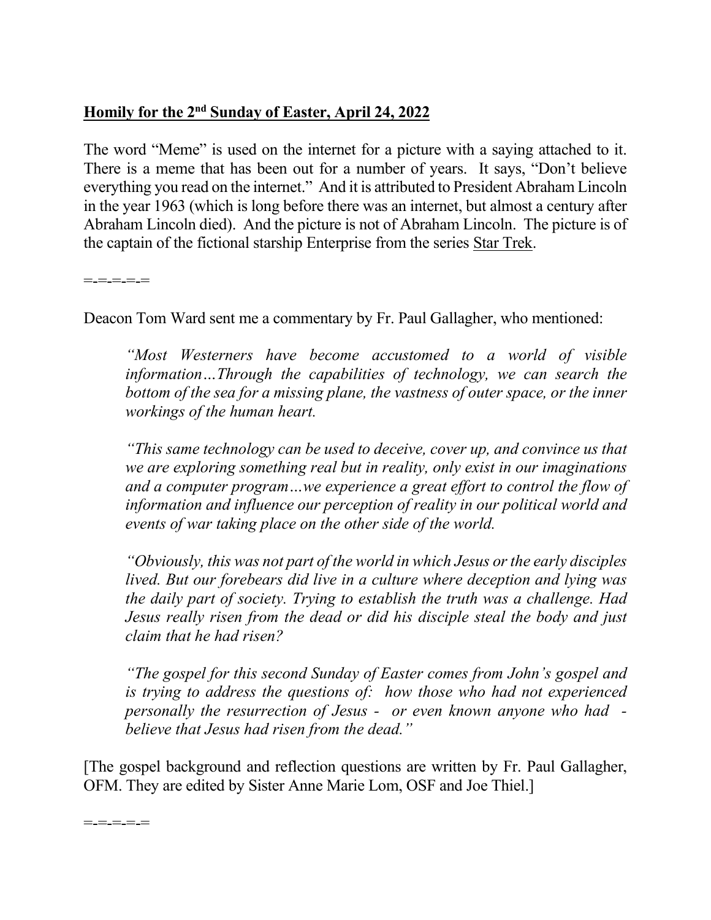**<u>Homily for the 2nd Sunday of Easter, April 24, 2022</u>**

The word "Meme" is used on the internet for a picture with a saying attached to it. There is a meme that has been out for a number of years. It says, "Don't believe everything you read on the internet." And it is attributed to President Abraham Lincoln in the year 1963 (which is long before there was an internet, but almost a century after Abraham Lincoln died). And the picture is not of Abraham Lincoln. The picture is of the captain of the fictional starship Enterprise from the series <u>Star Trek</u>.

=-=-=-=-=

Deacon Tom Ward sent me a commentary by Fr. Paul Gallagher, who mentioned:

> *"Most Westerners have become accustomed to a world of visible information…Through the capabilities of technology, we can search the bottom of the sea for a missing plane, the vastness of outer space, or the inner workings of the human heart.*
>
> *"This same technology can be used to deceive, cover up, and convince us that we are exploring something real but in reality, only exist in our imaginations and a computer program…we experience a great effort to control the flow of information and influence our perception of reality in our political world and events of war taking place on the other side of the world.*
>
> *"Obviously, this was not part of the world in which Jesus or the early disciples lived. But our forebears did live in a culture where deception and lying was the daily part of society. Trying to establish the truth was a challenge. Had Jesus really risen from the dead or did his disciple steal the body and just claim that he had risen?*
>
> *"The gospel for this second Sunday of Easter comes from John's gospel and is trying to address the questions of: how those who had not experienced personally the resurrection of Jesus - or even known anyone who had - believe that Jesus had risen from the dead."*

[The gospel background and reflection questions are written by Fr. Paul Gallagher, OFM. They are edited by Sister Anne Marie Lom, OSF and Joe Thiel.]

=-=-=-=-=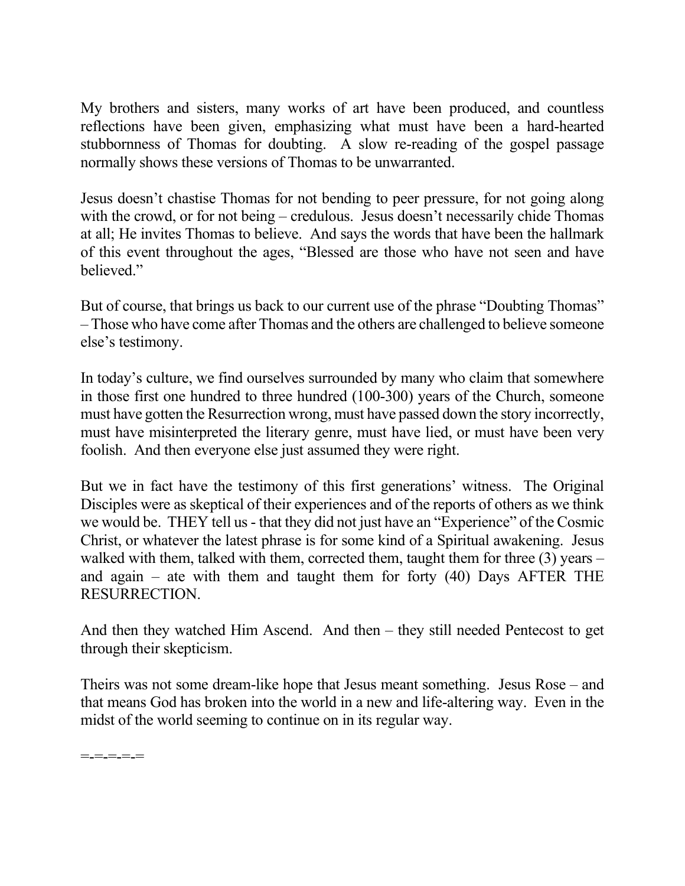My brothers and sisters, many works of art have been produced, and countless reflections have been given, emphasizing what must have been a hard-hearted stubbornness of Thomas for doubting. A slow re-reading of the gospel passage normally shows these versions of Thomas to be unwarranted.

Jesus doesn't chastise Thomas for not bending to peer pressure, for not going along with the crowd, or for not being – credulous. Jesus doesn't necessarily chide Thomas at all; He invites Thomas to believe. And says the words that have been the hallmark of this event throughout the ages, "Blessed are those who have not seen and have believed."

But of course, that brings us back to our current use of the phrase "Doubting Thomas" – Those who have come after Thomas and the others are challenged to believe someone else's testimony.

In today's culture, we find ourselves surrounded by many who claim that somewhere in those first one hundred to three hundred (100-300) years of the Church, someone must have gotten the Resurrection wrong, must have passed down the story incorrectly, must have misinterpreted the literary genre, must have lied, or must have been very foolish. And then everyone else just assumed they were right.

But we in fact have the testimony of this first generations' witness. The Original Disciples were as skeptical of their experiences and of the reports of others as we think we would be. THEY tell us - that they did not just have an "Experience" of the Cosmic Christ, or whatever the latest phrase is for some kind of a Spiritual awakening. Jesus walked with them, talked with them, corrected them, taught them for three (3) years – and again – ate with them and taught them for forty (40) Days AFTER THE RESURRECTION.

And then they watched Him Ascend. And then – they still needed Pentecost to get through their skepticism.

Theirs was not some dream-like hope that Jesus meant something. Jesus Rose – and that means God has broken into the world in a new and life-altering way. Even in the midst of the world seeming to continue on in its regular way.

=-=-=-=-=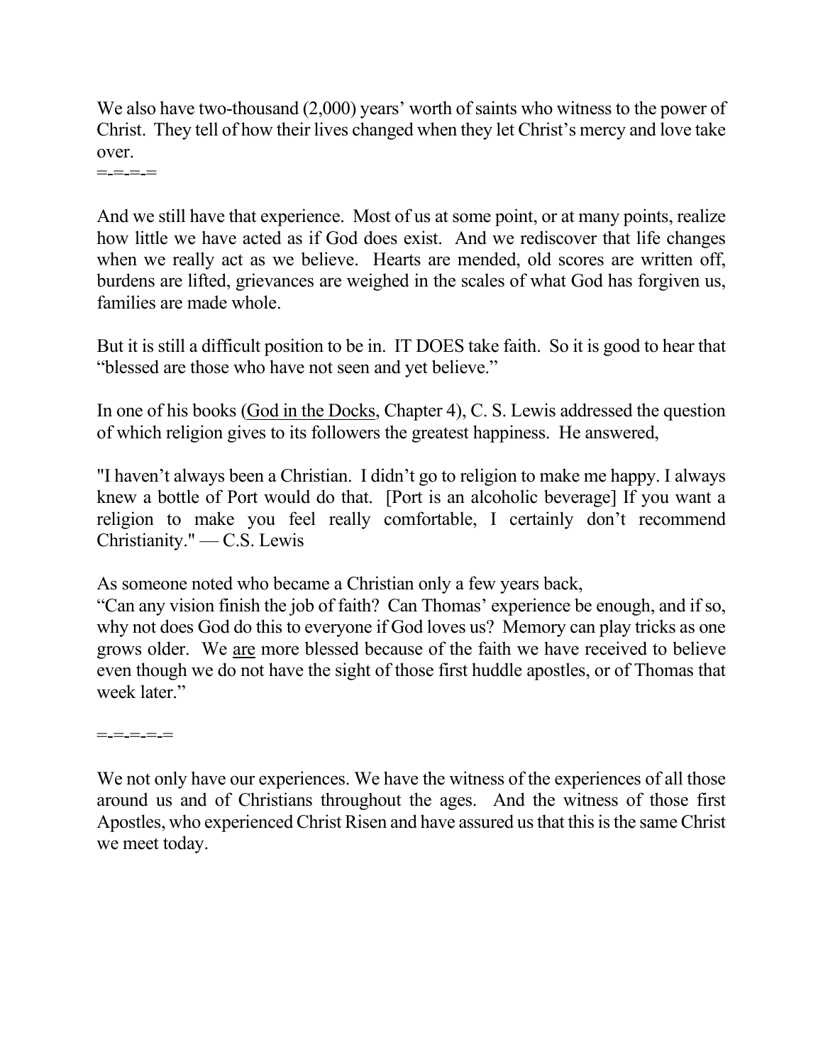We also have two-thousand (2,000) years' worth of saints who witness to the power of Christ. They tell of how their lives changed when they let Christ's mercy and love take over.

=-=-=-=

And we still have that experience. Most of us at some point, or at many points, realize how little we have acted as if God does exist. And we rediscover that life changes when we really act as we believe. Hearts are mended, old scores are written off, burdens are lifted, grievances are weighed in the scales of what God has forgiven us, families are made whole.

But it is still a difficult position to be in. IT DOES take faith. So it is good to hear that "blessed are those who have not seen and yet believe."

In one of his books (<u>God in the Docks</u>, Chapter 4), C. S. Lewis addressed the question of which religion gives to its followers the greatest happiness. He answered,

"I haven't always been a Christian. I didn't go to religion to make me happy. I always knew a bottle of Port would do that. [Port is an alcoholic beverage] If you want a religion to make you feel really comfortable, I certainly don't recommend Christianity." — C.S. Lewis

As someone noted who became a Christian only a few years back,
"Can any vision finish the job of faith? Can Thomas' experience be enough, and if so, why not does God do this to everyone if God loves us? Memory can play tricks as one grows older. We <u>are</u> more blessed because of the faith we have received to believe even though we do not have the sight of those first huddle apostles, or of Thomas that week later."

=-=-=-=-=

We not only have our experiences. We have the witness of the experiences of all those around us and of Christians throughout the ages. And the witness of those first Apostles, who experienced Christ Risen and have assured us that this is the same Christ we meet today.